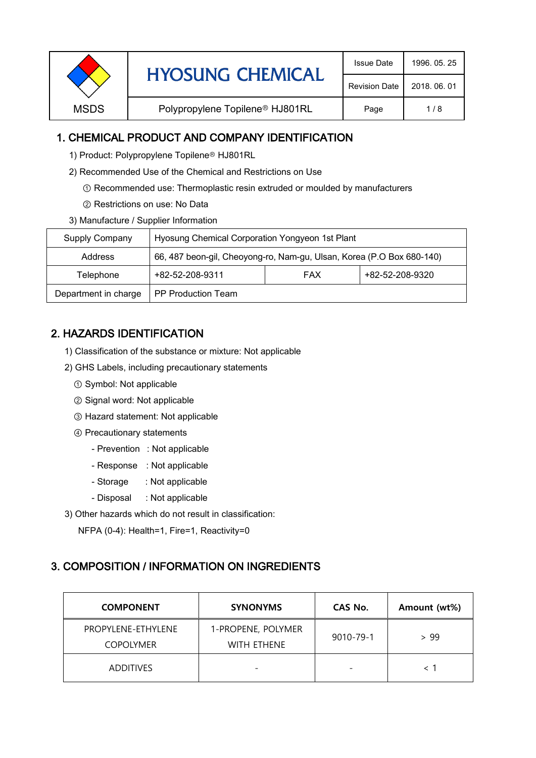| MSDS | HYOSUNG CHEMICAL | Issue Date | 1996. 05. 25 |
|---|---|---|---|
| | | Revision Date | 2018. 06. 01 |
| | Polypropylene Topilene® HJ801RL | Page | 1 / 8 |

## 1. CHEMICAL PRODUCT AND COMPANY IDENTIFICATION

1) Product: Polypropylene Topilene® HJ801RL

2) Recommended Use of the Chemical and Restrictions on Use

① Recommended use: Thermoplastic resin extruded or moulded by manufacturers

② Restrictions on use: No Data

3) Manufacture / Supplier Information

| Supply Company | Hyosung Chemical Corporation Yongyeon 1st Plant | | |
|---|---|---|---|
| Address | 66, 487 beon-gil, Cheoyong-ro, Nam-gu, Ulsan, Korea (P.O Box 680-140) | | |
| Telephone | +82-52-208-9311 | FAX | +82-52-208-9320 |
| Department in charge | PP Production Team | | |

## 2. HAZARDS IDENTIFICATION

1) Classification of the substance or mixture: Not applicable

2) GHS Labels, including precautionary statements

① Symbol: Not applicable

② Signal word: Not applicable

③ Hazard statement: Not applicable

④ Precautionary statements

- Prevention : Not applicable
- Response : Not applicable
- Storage : Not applicable
- Disposal : Not applicable

3) Other hazards which do not result in classification:

NFPA (0-4): Health=1, Fire=1, Reactivity=0

## 3. COMPOSITION / INFORMATION ON INGREDIENTS

| COMPONENT | SYNONYMS | CAS No. | Amount (wt%) |
|---|---|---|---|
| PROPYLENE-ETHYLENE COPOLYMER | 1-PROPENE, POLYMER WITH ETHENE | 9010-79-1 | > 99 |
| ADDITIVES | - | - | < 1 |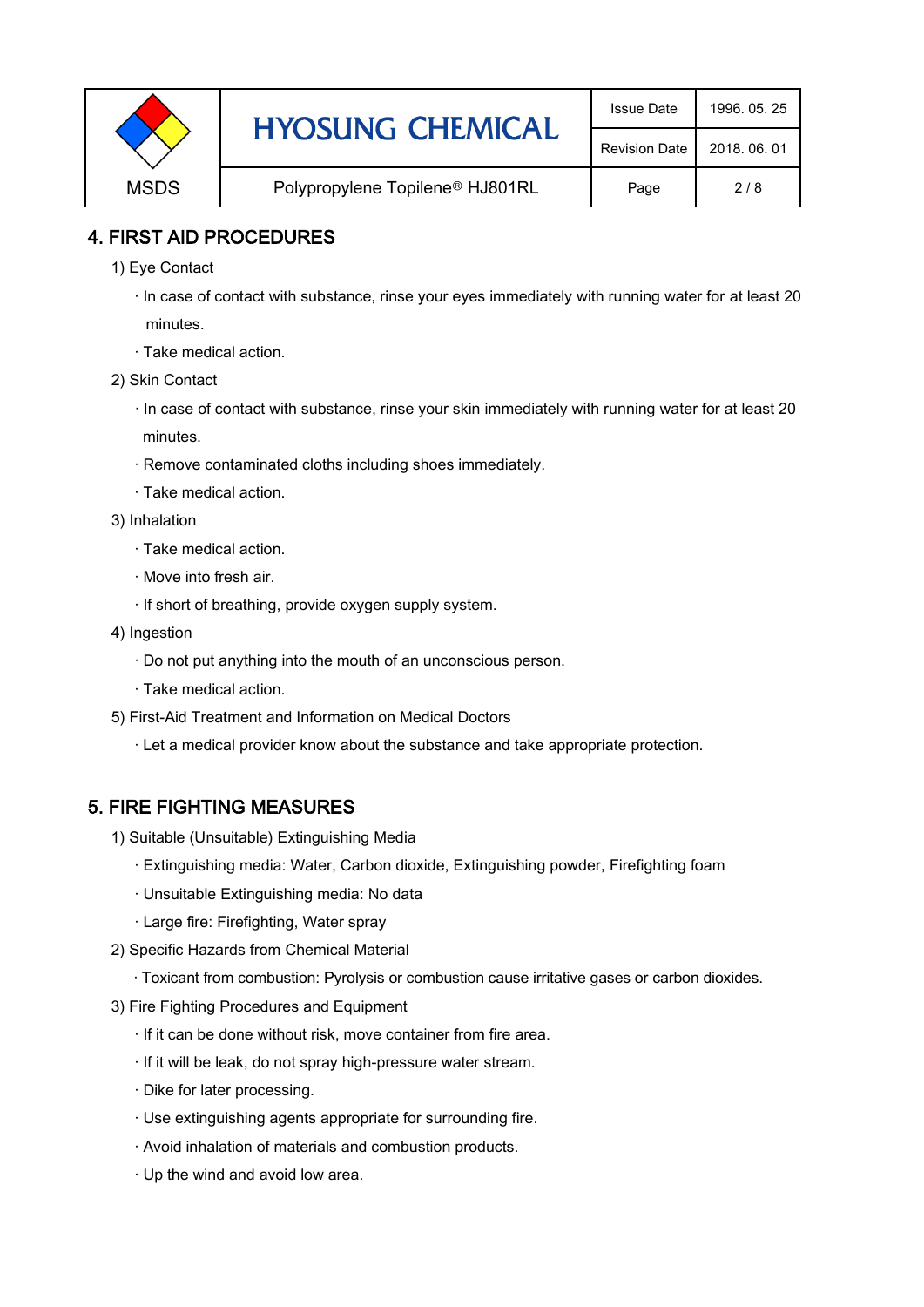## 4. FIRST AID PROCEDURES

1) Eye Contact

· In case of contact with substance, rinse your eyes immediately with running water for at least 20 minutes.

· Take medical action.

2) Skin Contact

· In case of contact with substance, rinse your skin immediately with running water for at least 20 minutes.

· Remove contaminated cloths including shoes immediately.

· Take medical action.

3) Inhalation

· Take medical action.

· Move into fresh air.

· If short of breathing, provide oxygen supply system.

4) Ingestion

· Do not put anything into the mouth of an unconscious person.

· Take medical action.

5) First-Aid Treatment and Information on Medical Doctors

· Let a medical provider know about the substance and take appropriate protection.

## 5. FIRE FIGHTING MEASURES

1) Suitable (Unsuitable) Extinguishing Media

· Extinguishing media: Water, Carbon dioxide, Extinguishing powder, Firefighting foam

· Unsuitable Extinguishing media: No data

· Large fire: Firefighting, Water spray

2) Specific Hazards from Chemical Material

· Toxicant from combustion: Pyrolysis or combustion cause irritative gases or carbon dioxides.

3) Fire Fighting Procedures and Equipment

· If it can be done without risk, move container from fire area.

· If it will be leak, do not spray high-pressure water stream.

· Dike for later processing.

· Use extinguishing agents appropriate for surrounding fire.

· Avoid inhalation of materials and combustion products.

· Up the wind and avoid low area.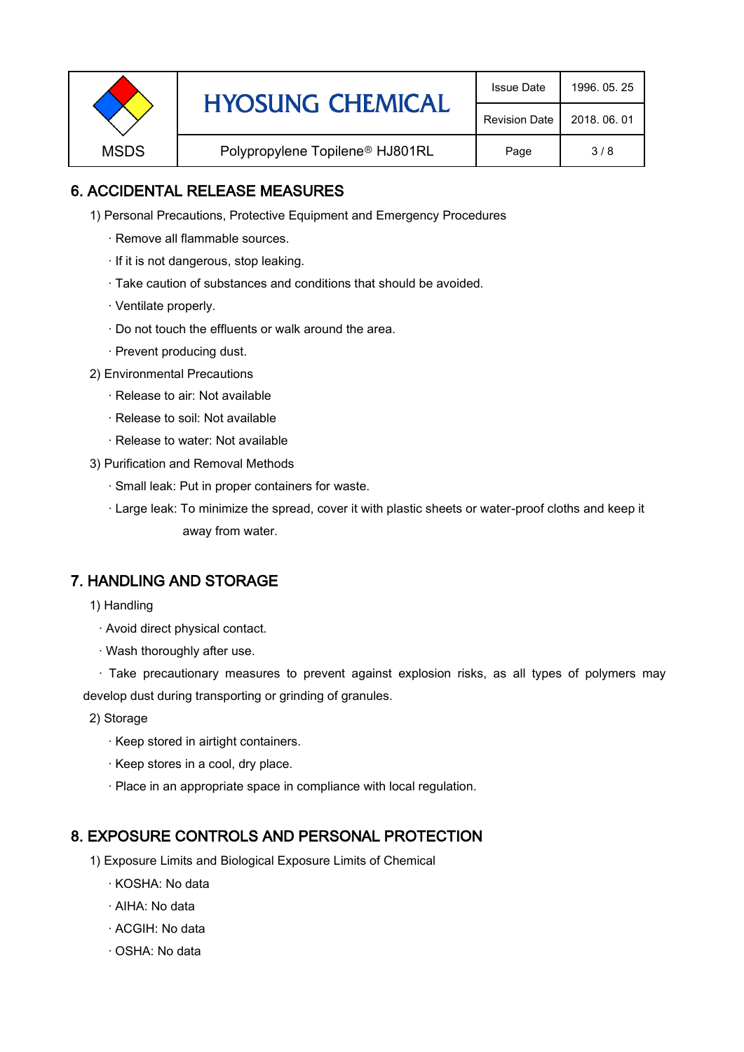## 6. ACCIDENTAL RELEASE MEASURES

1) Personal Precautions, Protective Equipment and Emergency Procedures

- · Remove all flammable sources.
- · If it is not dangerous, stop leaking.
- · Take caution of substances and conditions that should be avoided.
- · Ventilate properly.
- · Do not touch the effluents or walk around the area.
- · Prevent producing dust.

2) Environmental Precautions

- · Release to air: Not available
- · Release to soil: Not available
- · Release to water: Not available

3) Purification and Removal Methods

- · Small leak: Put in proper containers for waste.
- · Large leak: To minimize the spread, cover it with plastic sheets or water-proof cloths and keep it away from water.

## 7. HANDLING AND STORAGE

1) Handling

- · Avoid direct physical contact.
- · Wash thoroughly after use.
- · Take precautionary measures to prevent against explosion risks, as all types of polymers may develop dust during transporting or grinding of granules.

2) Storage

- · Keep stored in airtight containers.
- · Keep stores in a cool, dry place.
- · Place in an appropriate space in compliance with local regulation.

## 8. EXPOSURE CONTROLS AND PERSONAL PROTECTION

1) Exposure Limits and Biological Exposure Limits of Chemical

- · KOSHA: No data
- · AIHA: No data
- · ACGIH: No data
- · OSHA: No data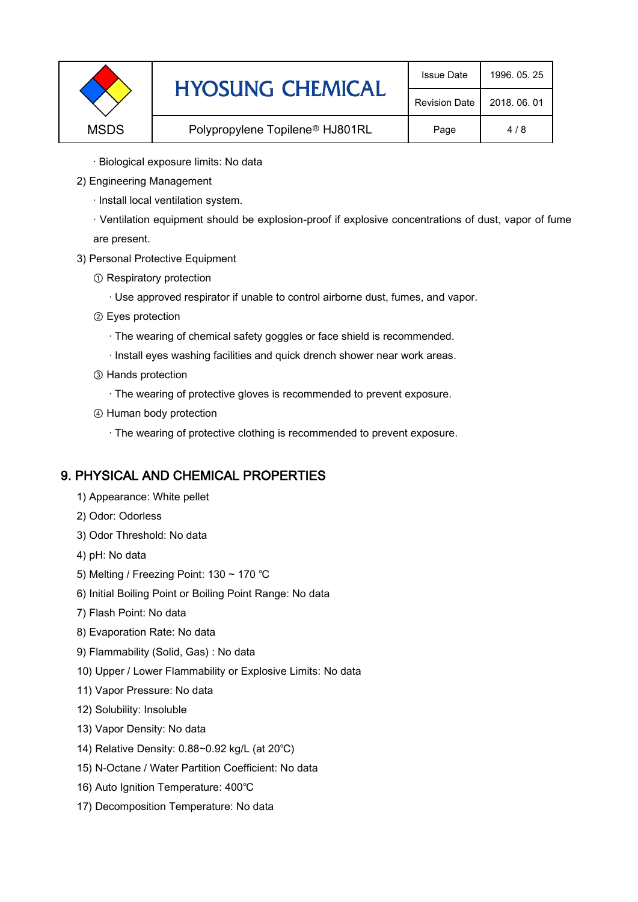· Biological exposure limits: No data

2) Engineering Management

· Install local ventilation system.

· Ventilation equipment should be explosion-proof if explosive concentrations of dust, vapor of fume are present.

3) Personal Protective Equipment

① Respiratory protection

· Use approved respirator if unable to control airborne dust, fumes, and vapor.

② Eyes protection

· The wearing of chemical safety goggles or face shield is recommended.

· Install eyes washing facilities and quick drench shower near work areas.

③ Hands protection

· The wearing of protective gloves is recommended to prevent exposure.

④ Human body protection

· The wearing of protective clothing is recommended to prevent exposure.

## 9. PHYSICAL AND CHEMICAL PROPERTIES

1) Appearance: White pellet
2) Odor: Odorless
3) Odor Threshold: No data
4) pH: No data
5) Melting / Freezing Point: 130 ~ 170 ℃
6) Initial Boiling Point or Boiling Point Range: No data
7) Flash Point: No data
8) Evaporation Rate: No data
9) Flammability (Solid, Gas) : No data
10) Upper / Lower Flammability or Explosive Limits: No data
11) Vapor Pressure: No data
12) Solubility: Insoluble
13) Vapor Density: No data
14) Relative Density: 0.88~0.92 kg/L (at 20℃)
15) N-Octane / Water Partition Coefficient: No data
16) Auto Ignition Temperature: 400℃
17) Decomposition Temperature: No data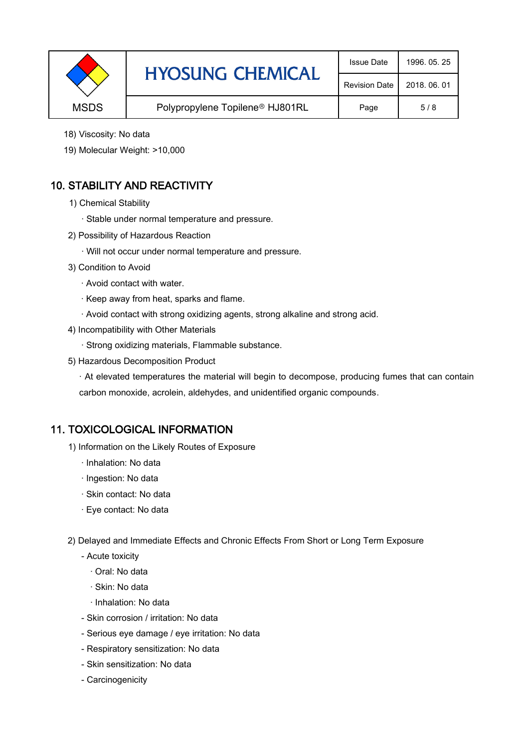18) Viscosity: No data

19) Molecular Weight: >10,000

## 10. STABILITY AND REACTIVITY

1) Chemical Stability

· Stable under normal temperature and pressure.

2) Possibility of Hazardous Reaction

· Will not occur under normal temperature and pressure.

3) Condition to Avoid

· Avoid contact with water.

· Keep away from heat, sparks and flame.

· Avoid contact with strong oxidizing agents, strong alkaline and strong acid.

4) Incompatibility with Other Materials

· Strong oxidizing materials, Flammable substance.

5) Hazardous Decomposition Product

· At elevated temperatures the material will begin to decompose, producing fumes that can contain carbon monoxide, acrolein, aldehydes, and unidentified organic compounds.

## 11. TOXICOLOGICAL INFORMATION

1) Information on the Likely Routes of Exposure

· Inhalation: No data

· Ingestion: No data

· Skin contact: No data

· Eye contact: No data

2) Delayed and Immediate Effects and Chronic Effects From Short or Long Term Exposure

- Acute toxicity
  - · Oral: No data
  - · Skin: No data
  - · Inhalation: No data
- Skin corrosion / irritation: No data
- Serious eye damage / eye irritation: No data
- Respiratory sensitization: No data
- Skin sensitization: No data
- Carcinogenicity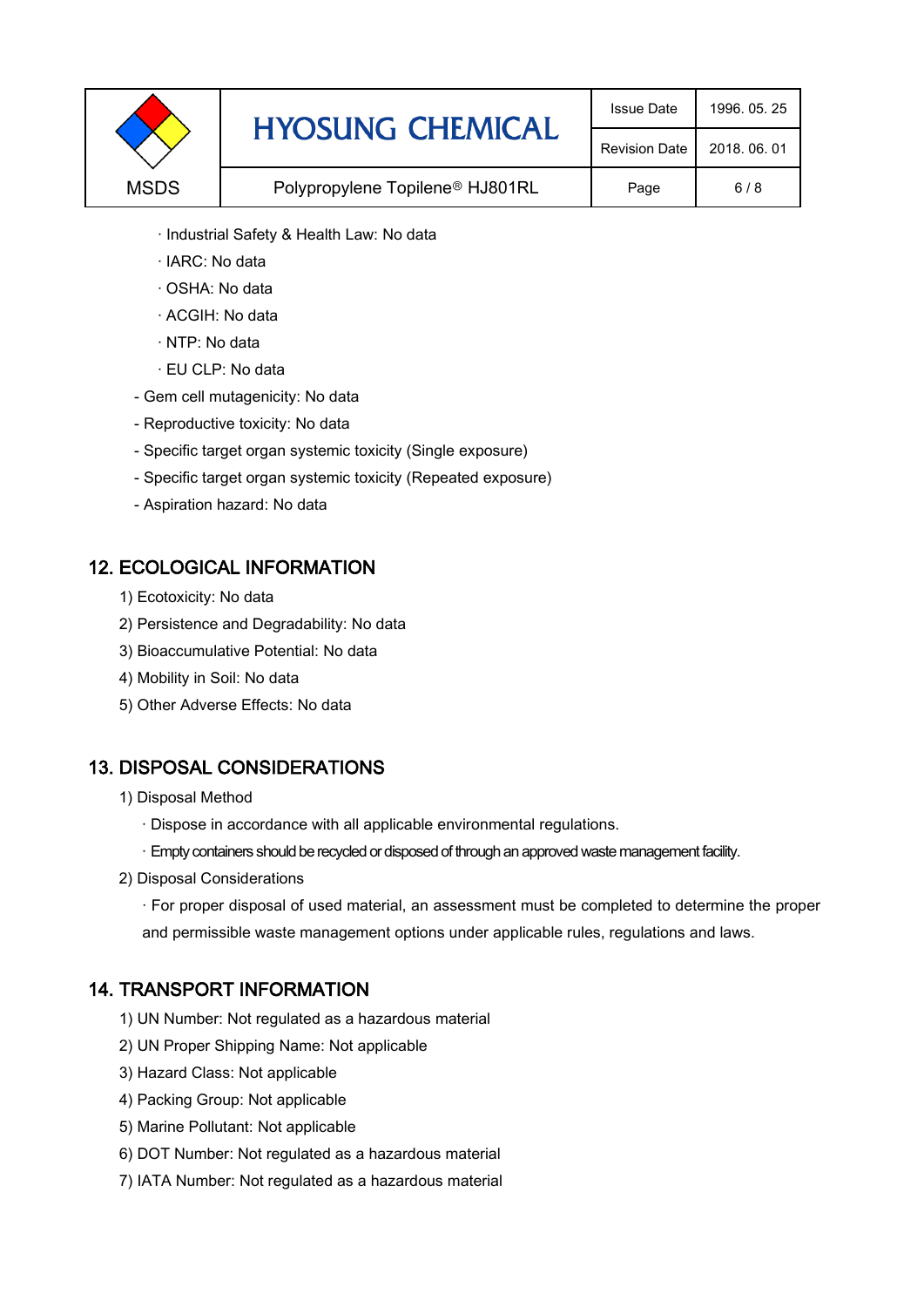· Industrial Safety & Health Law: No data

· IARC: No data

· OSHA: No data

· ACGIH: No data

· NTP: No data

· EU CLP: No data

- Gem cell mutagenicity: No data
- Reproductive toxicity: No data
- Specific target organ systemic toxicity (Single exposure)
- Specific target organ systemic toxicity (Repeated exposure)
- Aspiration hazard: No data

## 12. ECOLOGICAL INFORMATION

1) Ecotoxicity: No data
2) Persistence and Degradability: No data
3) Bioaccumulative Potential: No data
4) Mobility in Soil: No data
5) Other Adverse Effects: No data

## 13. DISPOSAL CONSIDERATIONS

1) Disposal Method

   · Dispose in accordance with all applicable environmental regulations.

   · Empty containers should be recycled or disposed of through an approved waste management facility.

2) Disposal Considerations

   · For proper disposal of used material, an assessment must be completed to determine the proper and permissible waste management options under applicable rules, regulations and laws.

## 14. TRANSPORT INFORMATION

1) UN Number: Not regulated as a hazardous material
2) UN Proper Shipping Name: Not applicable
3) Hazard Class: Not applicable
4) Packing Group: Not applicable
5) Marine Pollutant: Not applicable
6) DOT Number: Not regulated as a hazardous material
7) IATA Number: Not regulated as a hazardous material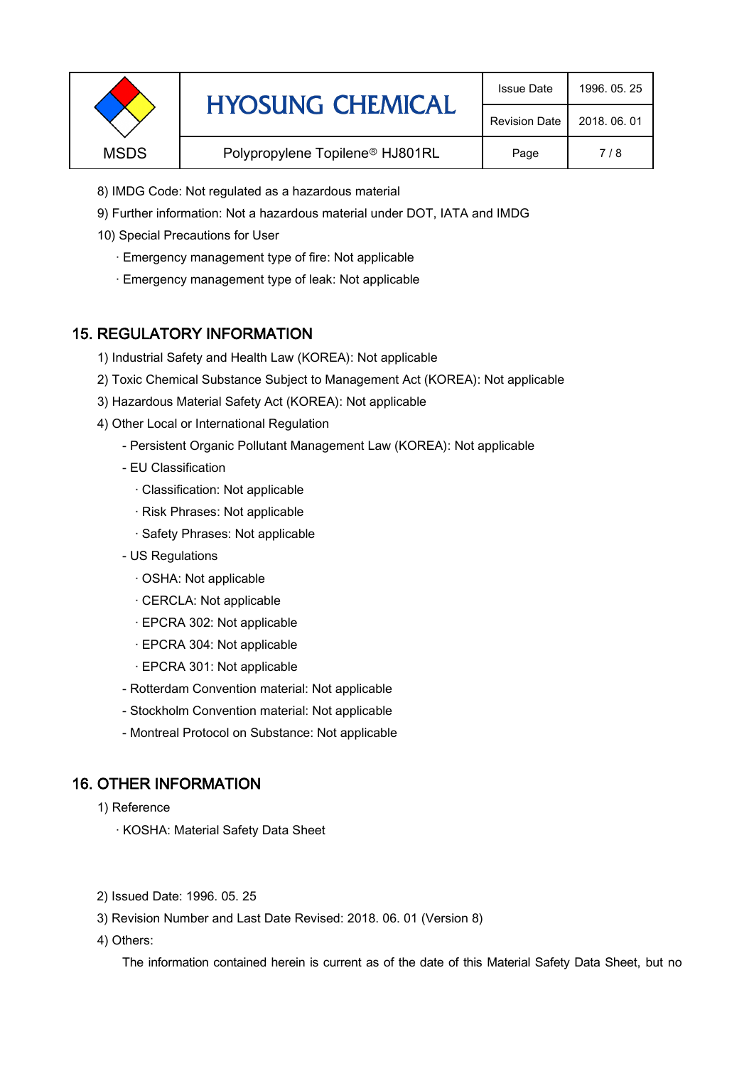8) IMDG Code: Not regulated as a hazardous material

9) Further information: Not a hazardous material under DOT, IATA and IMDG

10) Special Precautions for User

· Emergency management type of fire: Not applicable

· Emergency management type of leak: Not applicable

## 15. REGULATORY INFORMATION

1) Industrial Safety and Health Law (KOREA): Not applicable

2) Toxic Chemical Substance Subject to Management Act (KOREA): Not applicable

3) Hazardous Material Safety Act (KOREA): Not applicable

4) Other Local or International Regulation

- Persistent Organic Pollutant Management Law (KOREA): Not applicable
- EU Classification
  - · Classification: Not applicable
  - · Risk Phrases: Not applicable
  - · Safety Phrases: Not applicable
- US Regulations
  - · OSHA: Not applicable
  - · CERCLA: Not applicable
  - · EPCRA 302: Not applicable
  - · EPCRA 304: Not applicable
  - · EPCRA 301: Not applicable
- Rotterdam Convention material: Not applicable
- Stockholm Convention material: Not applicable
- Montreal Protocol on Substance: Not applicable

## 16. OTHER INFORMATION

1) Reference

· KOSHA: Material Safety Data Sheet

2) Issued Date: 1996. 05. 25

3) Revision Number and Last Date Revised: 2018. 06. 01 (Version 8)

4) Others:

The information contained herein is current as of the date of this Material Safety Data Sheet, but no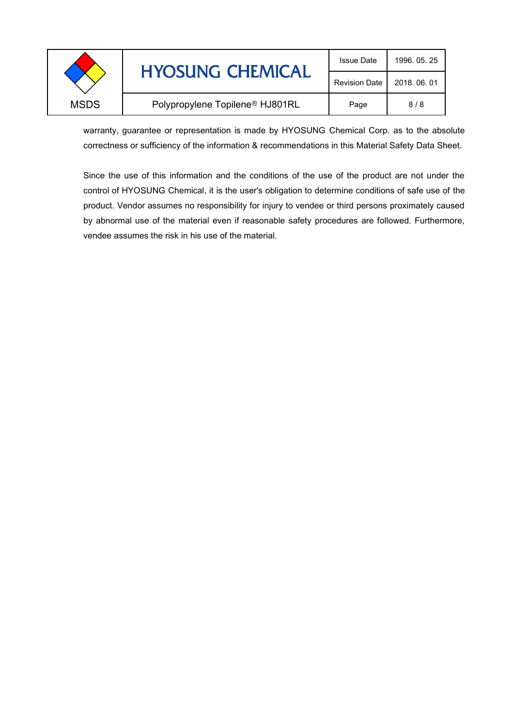warranty, guarantee or representation is made by HYOSUNG Chemical Corp. as to the absolute correctness or sufficiency of the information & recommendations in this Material Safety Data Sheet.

Since the use of this information and the conditions of the use of the product are not under the control of HYOSUNG Chemical, it is the user's obligation to determine conditions of safe use of the product. Vendor assumes no responsibility for injury to vendee or third persons proximately caused by abnormal use of the material even if reasonable safety procedures are followed. Furthermore, vendee assumes the risk in his use of the material.